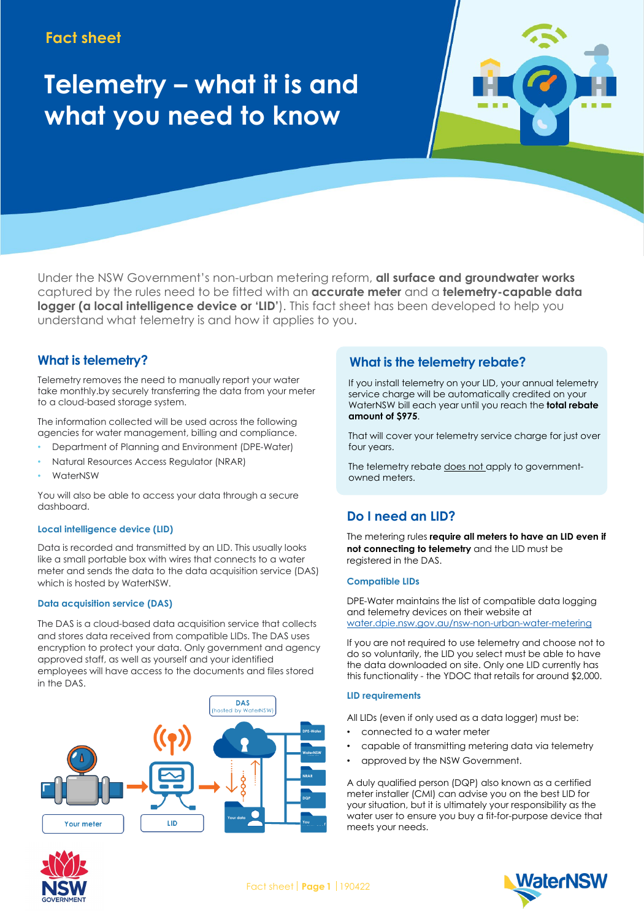Fact sheet

# Telemetry – what it is and what you need to know

Under the NSW Government's non-urban metering reform, **all surface and groundwater works** captured by the rules need to be fitted with an **accurate meter** and a **telemetry-capable data logger (a local intelligence device or 'LID'**). This fact sheet has been developed to help you understand what telemetry is and how it applies to you.

## What is telemetry?

Telemetry removes the need to manually report your water take monthly.by securely transferring the data from your meter to a cloud-based storage system.

The information collected will be used across the following agencies for water management, billing and compliance.

- Department of Planning and Environment (DPE-Water)
- Natural Resources Access Regulator (NRAR)
- WaterNSW

You will also be able to access your data through a secure dashboard.

### Local intelligence device (LID)

Data is recorded and transmitted by an LID. This usually looks like a small portable box with wires that connects to a water meter and sends the data to the data acquisition service (DAS) which is hosted by WaterNSW.

### Data acquisition service (DAS)

The DAS is a cloud-based data acquisition service that collects and stores data received from compatible LIDs. The DAS uses encryption to protect your data. Only government and agency approved staff, as well as yourself and your identified employees will have access to the documents and files stored in the DAS.

## What is the telemetry rebate?

If you install telemetry on your LID, your annual telemetry service charge will be automatically credited on your WaterNSW bill each year until you reach the **total rebate amount of $975**.

That will cover your telemetry service charge for just over four years.

The telemetry rebate does not apply to government-owned meters.

## Do I need an LID?

The metering rules **require all meters to have an LID even if not connecting to telemetry** and the LID must be registered in the DAS.

### Compatible LIDs

DPE-Water maintains the list of compatible data logging and telemetry devices on their website at water.dpie.nsw.gov.au/nsw-non-urban-water-metering

If you are not required to use telemetry and choose not to do so voluntarily, the LID you select must be able to have the data downloaded on site. Only one LID currently has this functionality - the YDOC that retails for around $2,000.

### LID requirements

All LIDs (even if only used as a data logger) must be:

- connected to a water meter
- capable of transmitting metering data via telemetry
- approved by the NSW Government.

A duly qualified person (DQP) also known as a certified meter installer (CMI) can advise you on the best LID for your situation, but it is ultimately your responsibility as the water user to ensure you buy a fit-for-purpose device that meets your needs.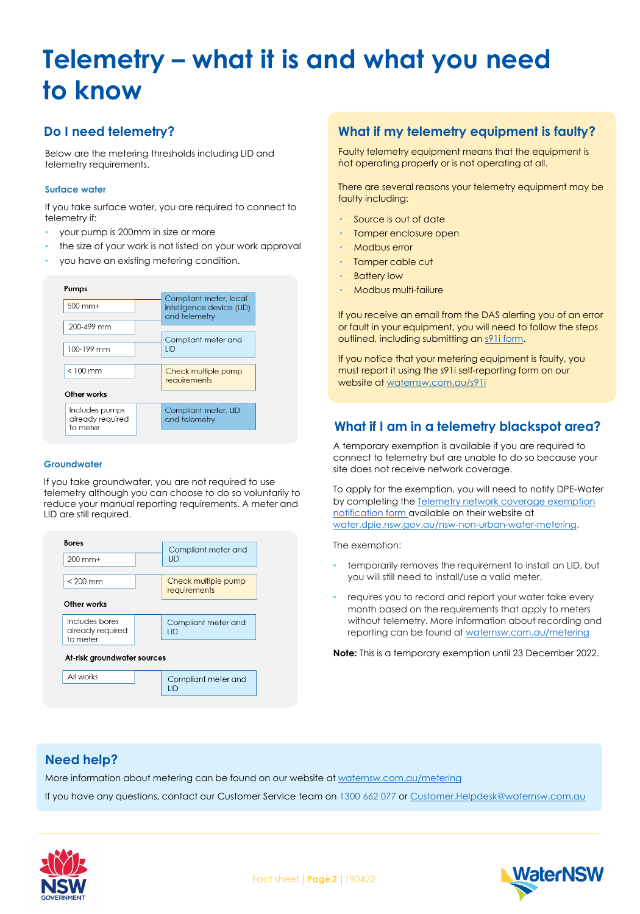# Telemetry – what it is and what you need to know

## Do I need telemetry?

Below are the metering thresholds including LID and telemetry requirements.

### Surface water

If you take surface water, you are required to connect to telemetry if:

- your pump is 200mm in size or more
- the size of your work is not listed on your work approval
- you have an existing metering condition.

| | |
|---|---|
| **Pumps** | |
| 500 mm+ | Compliant meter, local intelligence device (LID) and telemetry |
| 200-499 mm | Compliant meter and LID |
| 100-199 mm | Compliant meter and LID |
| < 100 mm | Check multiple pump requirements |
| **Other works** | |
| Includes pumps already required to meter | Compliant meter, LID and telemetry |

### Groundwater

If you take groundwater, you are not required to use telemetry although you can choose to do so voluntarily to reduce your manual reporting requirements. A meter and LID are still required.

| | |
|---|---|
| **Bores** | |
| 200 mm+ | Compliant meter and LID |
| < 200 mm | Check multiple pump requirements |
| **Other works** | |
| Includes bores already required to meter | Compliant meter and LID |
| **At-risk groundwater sources** | |
| All works | Compliant meter and LID |

## What if my telemetry equipment is faulty?

Faulty telemetry equipment means that the equipment is not operating properly or is not operating at all.

There are several reasons your telemetry equipment may be faulty including:

- Source is out of date
- Tamper enclosure open
- Modbus error
- Tamper cable cut
- Battery low
- Modbus multi-failure

If you receive an email from the DAS alerting you of an error or fault in your equipment, you will need to follow the steps outlined, including submitting an s91i form.

If you notice that your metering equipment is faulty, you must report it using the s91i self-reporting form on our website at waternsw.com.au/s91i

## What if I am in a telemetry blackspot area?

A temporary exemption is available if you are required to connect to telemetry but are unable to do so because your site does not receive network coverage.

To apply for the exemption, you will need to notify DPE-Water by completing the Telemetry network coverage exemption notification form available on their website at water.dpie.nsw.gov.au/nsw-non-urban-water-metering.

The exemption:

- temporarily removes the requirement to install an LID, but you will still need to install/use a valid meter.
- requires you to record and report your water take every month based on the requirements that apply to meters without telemetry. More information about recording and reporting can be found at waternsw.com.au/metering

**Note:** This is a temporary exemption until 23 December 2022.

## Need help?

More information about metering can be found on our website at waternsw.com.au/metering

If you have any questions, contact our Customer Service team on 1300 662 077 or Customer.Helpdesk@waternsw.com.au